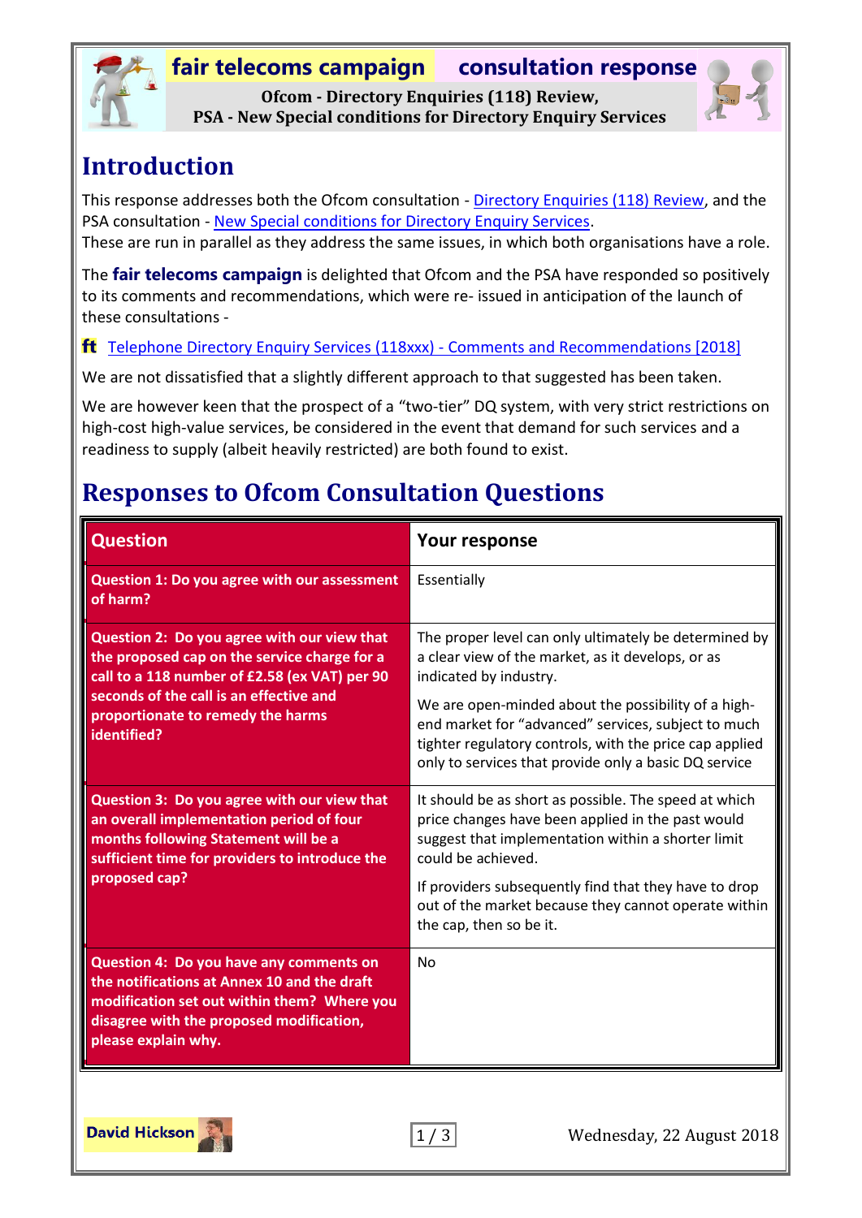**fair telecoms campaign** **consultation response**

**Ofcom - Directory Enquiries (118) Review,**
**PSA - New Special conditions for Directory Enquiry Services**

# Introduction

This response addresses both the Ofcom consultation - Directory Enquiries (118) Review, and the PSA consultation - New Special conditions for Directory Enquiry Services.
These are run in parallel as they address the same issues, in which both organisations have a role.

The **fair telecoms campaign** is delighted that Ofcom and the PSA have responded so positively to its comments and recommendations, which were re- issued in anticipation of the launch of these consultations -

**ft** Telephone Directory Enquiry Services (118xxx) - Comments and Recommendations [2018]

We are not dissatisfied that a slightly different approach to that suggested has been taken.

We are however keen that the prospect of a "two-tier" DQ system, with very strict restrictions on high-cost high-value services, be considered in the event that demand for such services and a readiness to supply (albeit heavily restricted) are both found to exist.

# Responses to Ofcom Consultation Questions

| Question | Your response |
|---|---|
| **Question 1: Do you agree with our assessment of harm?** | Essentially |
| **Question 2: Do you agree with our view that the proposed cap on the service charge for a call to a 118 number of £2.58 (ex VAT) per 90 seconds of the call is an effective and proportionate to remedy the harms identified?** | The proper level can only ultimately be determined by a clear view of the market, as it develops, or as indicated by industry.<br><br>We are open-minded about the possibility of a high-end market for "advanced" services, subject to much tighter regulatory controls, with the price cap applied only to services that provide only a basic DQ service |
| **Question 3: Do you agree with our view that an overall implementation period of four months following Statement will be a sufficient time for providers to introduce the proposed cap?** | It should be as short as possible. The speed at which price changes have been applied in the past would suggest that implementation within a shorter limit could be achieved.<br><br>If providers subsequently find that they have to drop out of the market because they cannot operate within the cap, then so be it. |
| **Question 4: Do you have any comments on the notifications at Annex 10 and the draft modification set out within them? Where you disagree with the proposed modification, please explain why.** | No |

David Hickson

Wednesday, 22 August 2018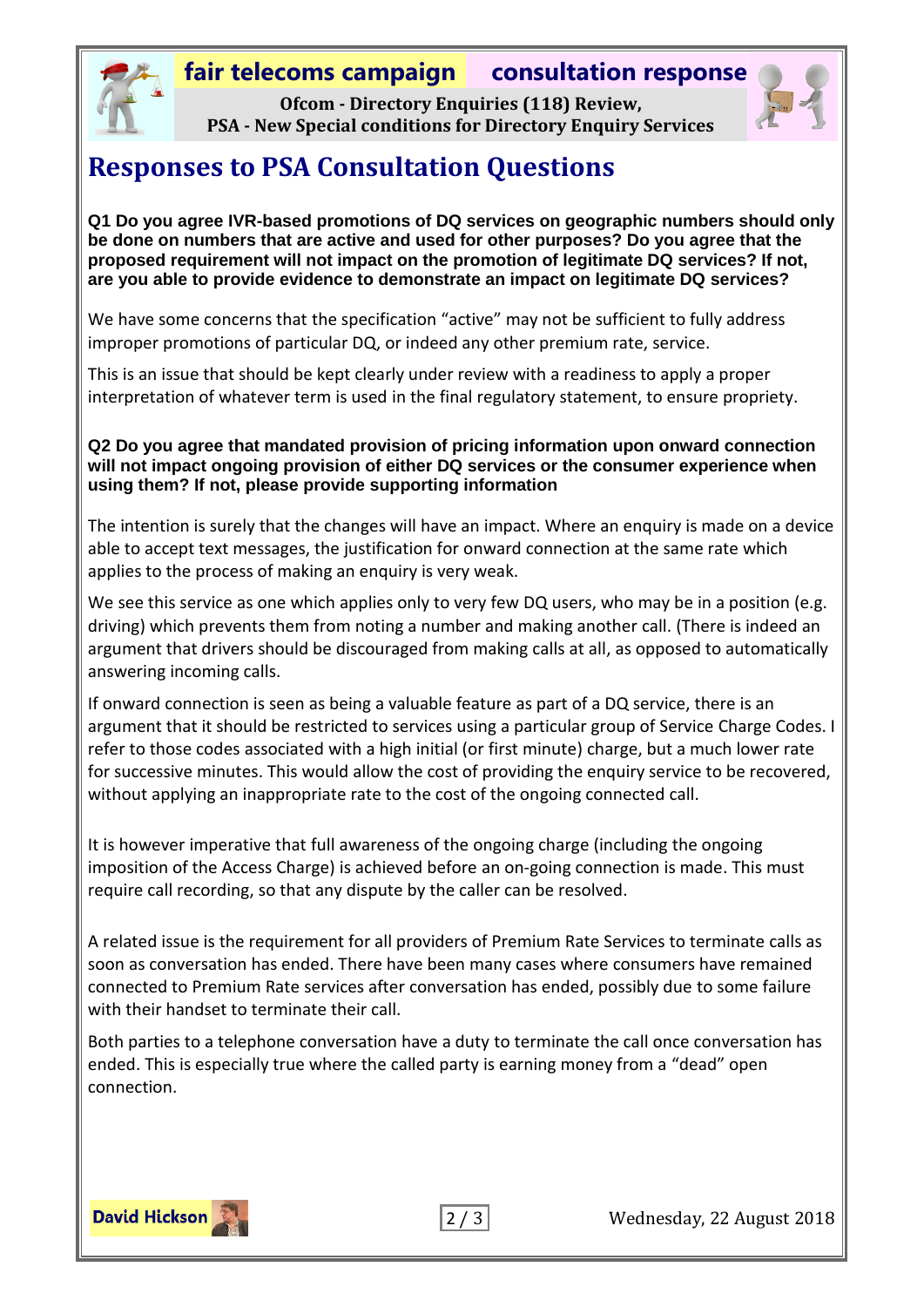# Responses to PSA Consultation Questions

**Q1 Do you agree IVR-based promotions of DQ services on geographic numbers should only be done on numbers that are active and used for other purposes? Do you agree that the proposed requirement will not impact on the promotion of legitimate DQ services? If not, are you able to provide evidence to demonstrate an impact on legitimate DQ services?**

We have some concerns that the specification "active" may not be sufficient to fully address improper promotions of particular DQ, or indeed any other premium rate, service.

This is an issue that should be kept clearly under review with a readiness to apply a proper interpretation of whatever term is used in the final regulatory statement, to ensure propriety.

**Q2 Do you agree that mandated provision of pricing information upon onward connection will not impact ongoing provision of either DQ services or the consumer experience when using them? If not, please provide supporting information**

The intention is surely that the changes will have an impact. Where an enquiry is made on a device able to accept text messages, the justification for onward connection at the same rate which applies to the process of making an enquiry is very weak.

We see this service as one which applies only to very few DQ users, who may be in a position (e.g. driving) which prevents them from noting a number and making another call. (There is indeed an argument that drivers should be discouraged from making calls at all, as opposed to automatically answering incoming calls.

If onward connection is seen as being a valuable feature as part of a DQ service, there is an argument that it should be restricted to services using a particular group of Service Charge Codes. I refer to those codes associated with a high initial (or first minute) charge, but a much lower rate for successive minutes. This would allow the cost of providing the enquiry service to be recovered, without applying an inappropriate rate to the cost of the ongoing connected call.

It is however imperative that full awareness of the ongoing charge (including the ongoing imposition of the Access Charge) is achieved before an on-going connection is made. This must require call recording, so that any dispute by the caller can be resolved.

A related issue is the requirement for all providers of Premium Rate Services to terminate calls as soon as conversation has ended. There have been many cases where consumers have remained connected to Premium Rate services after conversation has ended, possibly due to some failure with their handset to terminate their call.

Both parties to a telephone conversation have a duty to terminate the call once conversation has ended. This is especially true where the called party is earning money from a "dead" open connection.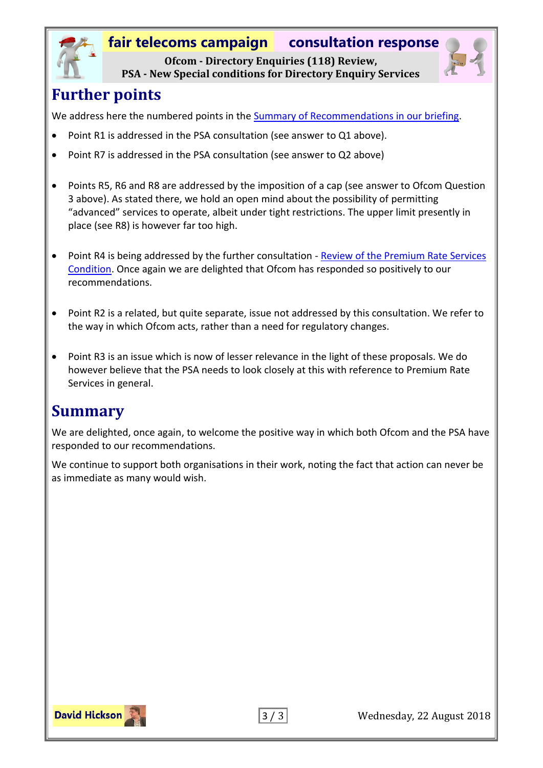## Further points

We address here the numbered points in the Summary of Recommendations in our briefing.

- Point R1 is addressed in the PSA consultation (see answer to Q1 above).
- Point R7 is addressed in the PSA consultation (see answer to Q2 above)
- Points R5, R6 and R8 are addressed by the imposition of a cap (see answer to Ofcom Question 3 above). As stated there, we hold an open mind about the possibility of permitting "advanced" services to operate, albeit under tight restrictions. The upper limit presently in place (see R8) is however far too high.
- Point R4 is being addressed by the further consultation - Review of the Premium Rate Services Condition. Once again we are delighted that Ofcom has responded so positively to our recommendations.
- Point R2 is a related, but quite separate, issue not addressed by this consultation. We refer to the way in which Ofcom acts, rather than a need for regulatory changes.
- Point R3 is an issue which is now of lesser relevance in the light of these proposals. We do however believe that the PSA needs to look closely at this with reference to Premium Rate Services in general.

## Summary

We are delighted, once again, to welcome the positive way in which both Ofcom and the PSA have responded to our recommendations.

We continue to support both organisations in their work, noting the fact that action can never be as immediate as many would wish.